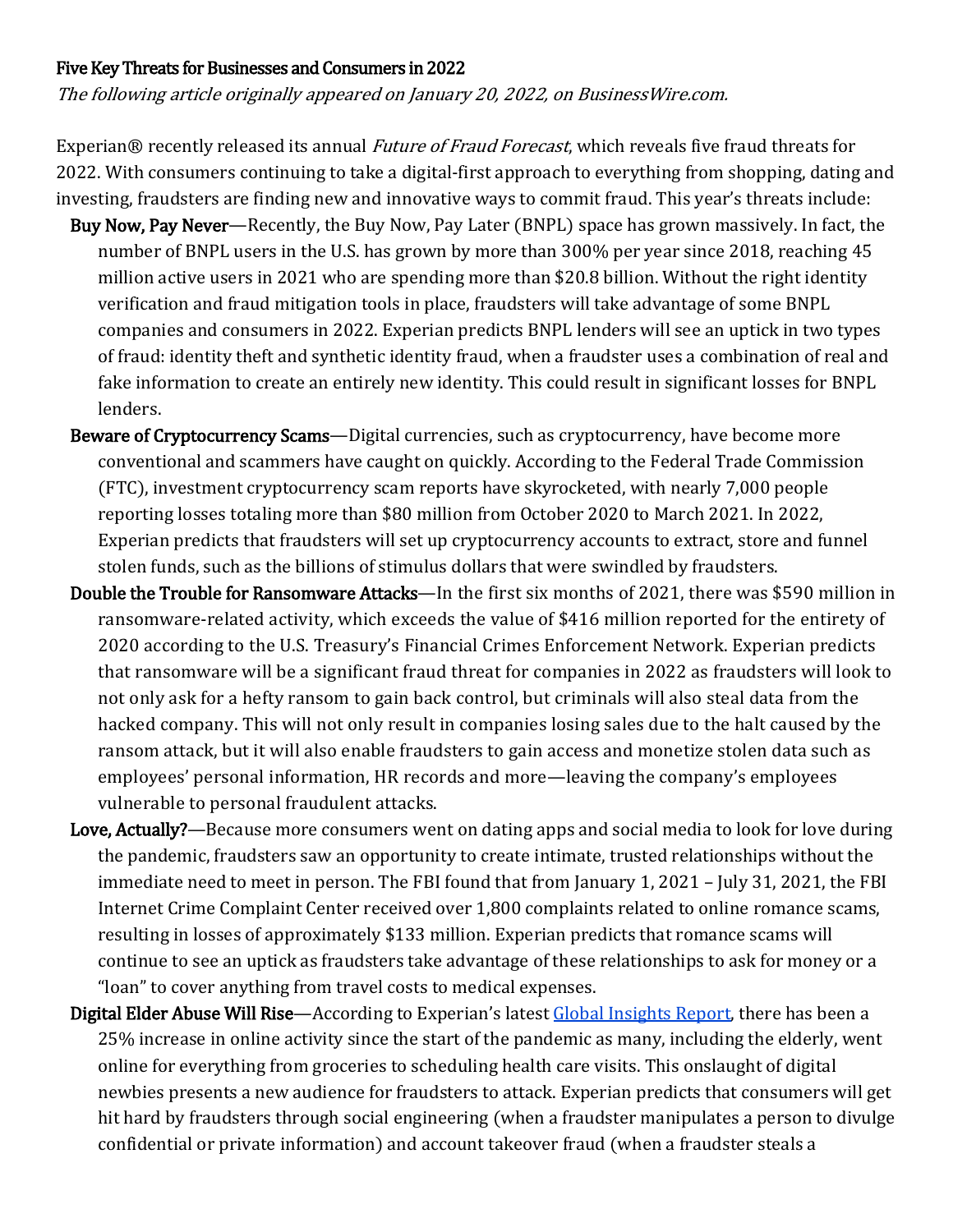# Five Key Threats for Businesses and Consumers in 2022

*The following article originally appeared on January 20, 2022, on BusinessWire.com.*

Experian® recently released its annual *Future of Fraud Forecast*, which reveals five fraud threats for 2022. With consumers continuing to take a digital-first approach to everything from shopping, dating and investing, fraudsters are finding new and innovative ways to commit fraud. This year's threats include:

- **Buy Now, Pay Never**—Recently, the Buy Now, Pay Later (BNPL) space has grown massively. In fact, the number of BNPL users in the U.S. has grown by more than 300% per year since 2018, reaching 45 million active users in 2021 who are spending more than $20.8 billion. Without the right identity verification and fraud mitigation tools in place, fraudsters will take advantage of some BNPL companies and consumers in 2022. Experian predicts BNPL lenders will see an uptick in two types of fraud: identity theft and synthetic identity fraud, when a fraudster uses a combination of real and fake information to create an entirely new identity. This could result in significant losses for BNPL lenders.
- **Beware of Cryptocurrency Scams**—Digital currencies, such as cryptocurrency, have become more conventional and scammers have caught on quickly. According to the Federal Trade Commission (FTC), investment cryptocurrency scam reports have skyrocketed, with nearly 7,000 people reporting losses totaling more than $80 million from October 2020 to March 2021. In 2022, Experian predicts that fraudsters will set up cryptocurrency accounts to extract, store and funnel stolen funds, such as the billions of stimulus dollars that were swindled by fraudsters.
- **Double the Trouble for Ransomware Attacks**—In the first six months of 2021, there was $590 million in ransomware-related activity, which exceeds the value of $416 million reported for the entirety of 2020 according to the U.S. Treasury's Financial Crimes Enforcement Network. Experian predicts that ransomware will be a significant fraud threat for companies in 2022 as fraudsters will look to not only ask for a hefty ransom to gain back control, but criminals will also steal data from the hacked company. This will not only result in companies losing sales due to the halt caused by the ransom attack, but it will also enable fraudsters to gain access and monetize stolen data such as employees' personal information, HR records and more—leaving the company's employees vulnerable to personal fraudulent attacks.
- **Love, Actually?**—Because more consumers went on dating apps and social media to look for love during the pandemic, fraudsters saw an opportunity to create intimate, trusted relationships without the immediate need to meet in person. The FBI found that from January 1, 2021 – July 31, 2021, the FBI Internet Crime Complaint Center received over 1,800 complaints related to online romance scams, resulting in losses of approximately $133 million. Experian predicts that romance scams will continue to see an uptick as fraudsters take advantage of these relationships to ask for money or a "loan" to cover anything from travel costs to medical expenses.
- **Digital Elder Abuse Will Rise**—According to Experian's latest [Global Insights Report](), there has been a 25% increase in online activity since the start of the pandemic as many, including the elderly, went online for everything from groceries to scheduling health care visits. This onslaught of digital newbies presents a new audience for fraudsters to attack. Experian predicts that consumers will get hit hard by fraudsters through social engineering (when a fraudster manipulates a person to divulge confidential or private information) and account takeover fraud (when a fraudster steals a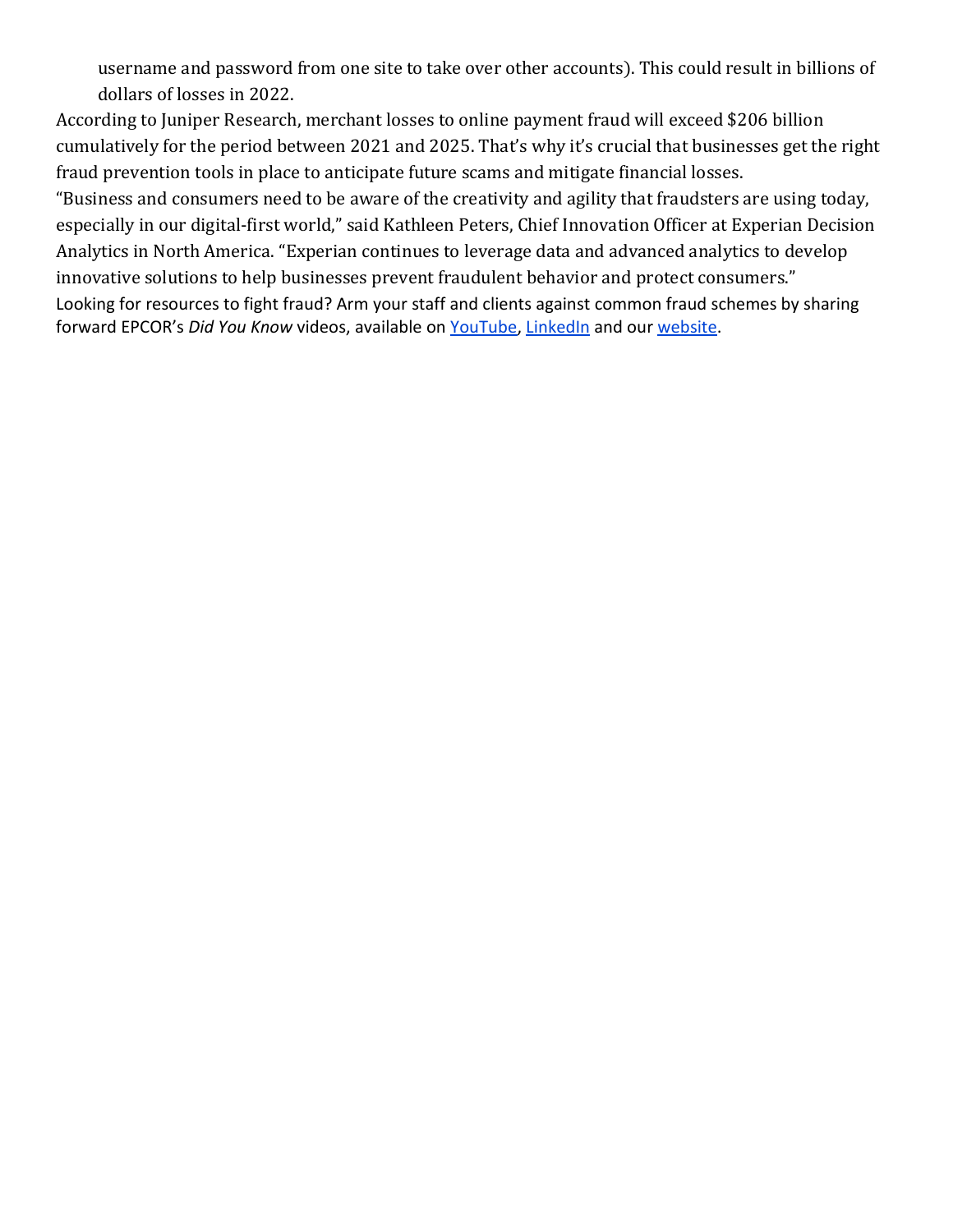username and password from one site to take over other accounts). This could result in billions of dollars of losses in 2022.

According to Juniper Research, merchant losses to online payment fraud will exceed $206 billion cumulatively for the period between 2021 and 2025. That's why it's crucial that businesses get the right fraud prevention tools in place to anticipate future scams and mitigate financial losses.

"Business and consumers need to be aware of the creativity and agility that fraudsters are using today, especially in our digital-first world," said Kathleen Peters, Chief Innovation Officer at Experian Decision Analytics in North America. "Experian continues to leverage data and advanced analytics to develop innovative solutions to help businesses prevent fraudulent behavior and protect consumers."

Looking for resources to fight fraud? Arm your staff and clients against common fraud schemes by sharing forward EPCOR's *Did You Know* videos, available on YouTube, LinkedIn and our website.